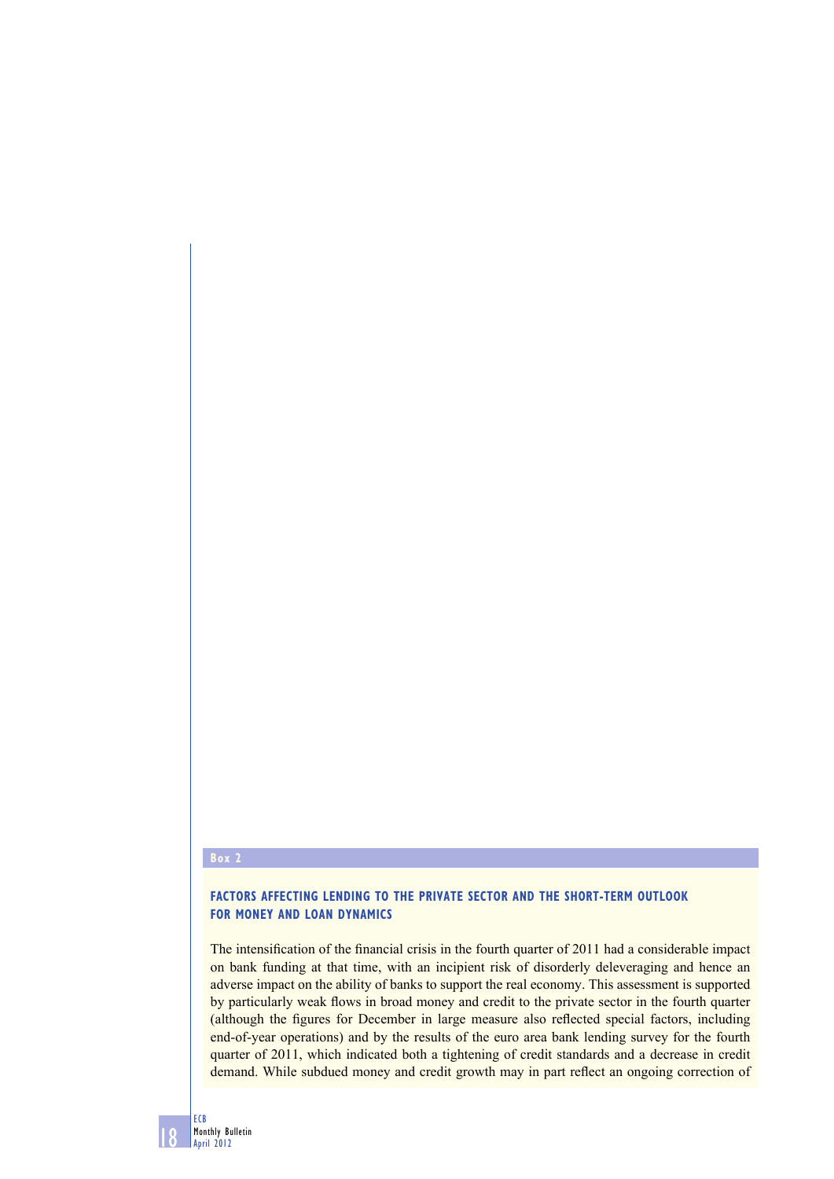Box 2

## FACTORS AFFECTING LENDING TO THE PRIVATE SECTOR AND THE SHORT-TERM OUTLOOK FOR MONEY AND LOAN DYNAMICS

The intensification of the financial crisis in the fourth quarter of 2011 had a considerable impact on bank funding at that time, with an incipient risk of disorderly deleveraging and hence an adverse impact on the ability of banks to support the real economy. This assessment is supported by particularly weak flows in broad money and credit to the private sector in the fourth quarter (although the figures for December in large measure also reflected special factors, including end-of-year operations) and by the results of the euro area bank lending survey for the fourth quarter of 2011, which indicated both a tightening of credit standards and a decrease in credit demand. While subdued money and credit growth may in part reflect an ongoing correction of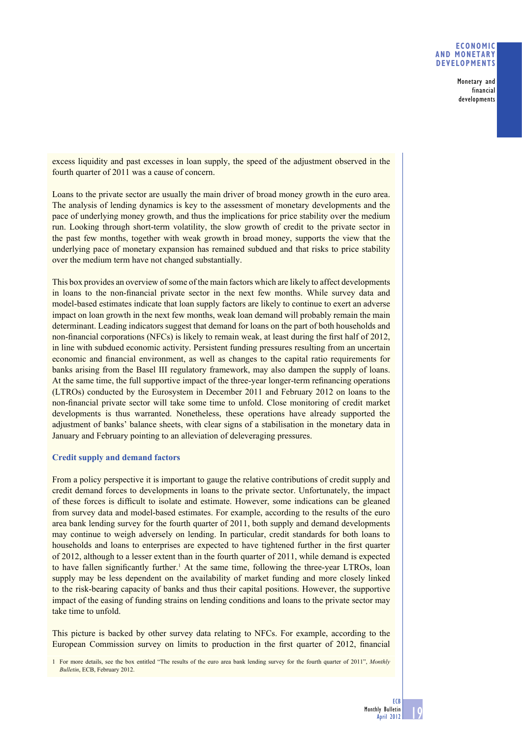excess liquidity and past excesses in loan supply, the speed of the adjustment observed in the fourth quarter of 2011 was a cause of concern.

Loans to the private sector are usually the main driver of broad money growth in the euro area. The analysis of lending dynamics is key to the assessment of monetary developments and the pace of underlying money growth, and thus the implications for price stability over the medium run. Looking through short-term volatility, the slow growth of credit to the private sector in the past few months, together with weak growth in broad money, supports the view that the underlying pace of monetary expansion has remained subdued and that risks to price stability over the medium term have not changed substantially.

This box provides an overview of some of the main factors which are likely to affect developments in loans to the non-financial private sector in the next few months. While survey data and model-based estimates indicate that loan supply factors are likely to continue to exert an adverse impact on loan growth in the next few months, weak loan demand will probably remain the main determinant. Leading indicators suggest that demand for loans on the part of both households and non-financial corporations (NFCs) is likely to remain weak, at least during the first half of 2012, in line with subdued economic activity. Persistent funding pressures resulting from an uncertain economic and financial environment, as well as changes to the capital ratio requirements for banks arising from the Basel III regulatory framework, may also dampen the supply of loans. At the same time, the full supportive impact of the three-year longer-term refinancing operations (LTROs) conducted by the Eurosystem in December 2011 and February 2012 on loans to the non-financial private sector will take some time to unfold. Close monitoring of credit market developments is thus warranted. Nonetheless, these operations have already supported the adjustment of banks' balance sheets, with clear signs of a stabilisation in the monetary data in January and February pointing to an alleviation of deleveraging pressures.

### Credit supply and demand factors

From a policy perspective it is important to gauge the relative contributions of credit supply and credit demand forces to developments in loans to the private sector. Unfortunately, the impact of these forces is difficult to isolate and estimate. However, some indications can be gleaned from survey data and model-based estimates. For example, according to the results of the euro area bank lending survey for the fourth quarter of 2011, both supply and demand developments may continue to weigh adversely on lending. In particular, credit standards for both loans to households and loans to enterprises are expected to have tightened further in the first quarter of 2012, although to a lesser extent than in the fourth quarter of 2011, while demand is expected to have fallen significantly further.[1] At the same time, following the three-year LTROs, loan supply may be less dependent on the availability of market funding and more closely linked to the risk-bearing capacity of banks and thus their capital positions. However, the supportive impact of the easing of funding strains on lending conditions and loans to the private sector may take time to unfold.

This picture is backed by other survey data relating to NFCs. For example, according to the European Commission survey on limits to production in the first quarter of 2012, financial

1 For more details, see the box entitled "The results of the euro area bank lending survey for the fourth quarter of 2011", *Monthly Bulletin*, ECB, February 2012.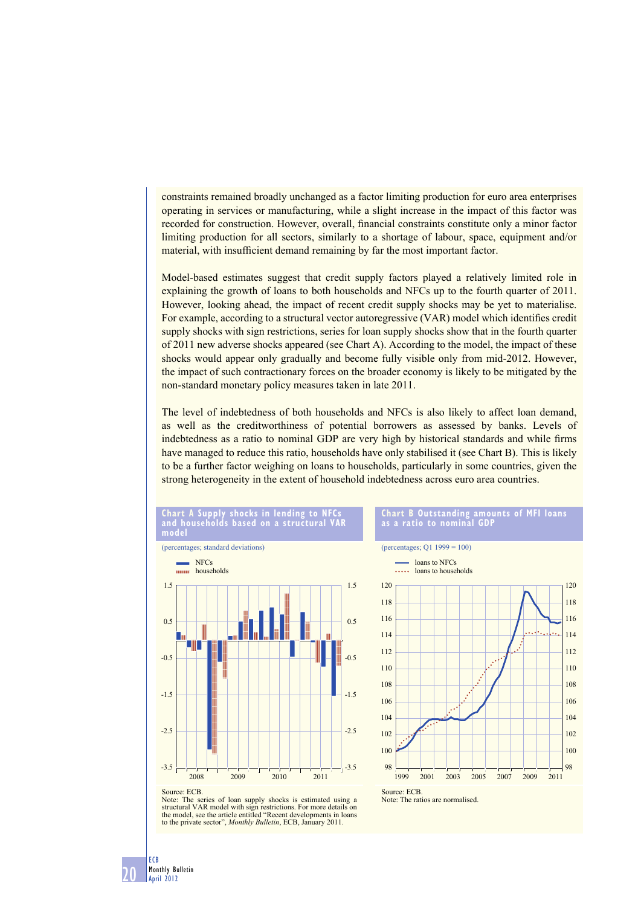constraints remained broadly unchanged as a factor limiting production for euro area enterprises operating in services or manufacturing, while a slight increase in the impact of this factor was recorded for construction. However, overall, financial constraints constitute only a minor factor limiting production for all sectors, similarly to a shortage of labour, space, equipment and/or material, with insufficient demand remaining by far the most important factor.

Model-based estimates suggest that credit supply factors played a relatively limited role in explaining the growth of loans to both households and NFCs up to the fourth quarter of 2011. However, looking ahead, the impact of recent credit supply shocks may be yet to materialise. For example, according to a structural vector autoregressive (VAR) model which identifies credit supply shocks with sign restrictions, series for loan supply shocks show that in the fourth quarter of 2011 new adverse shocks appeared (see Chart A). According to the model, the impact of these shocks would appear only gradually and become fully visible only from mid-2012. However, the impact of such contractionary forces on the broader economy is likely to be mitigated by the non-standard monetary policy measures taken in late 2011.

The level of indebtedness of both households and NFCs is also likely to affect loan demand, as well as the creditworthiness of potential borrowers as assessed by banks. Levels of indebtedness as a ratio to nominal GDP are very high by historical standards and while firms have managed to reduce this ratio, households have only stabilised it (see Chart B). This is likely to be a further factor weighing on loans to households, particularly in some countries, given the strong heterogeneity in the extent of household indebtedness across euro area countries.

**Chart A Supply shocks in lending to NFCs and households based on a structural VAR model**

(percentages; standard deviations)

Source: ECB.
Note: The series of loan supply shocks is estimated using a structural VAR model with sign restrictions. For more details on the model, see the article entitled "Recent developments in loans to the private sector", *Monthly Bulletin*, ECB, January 2011.

**Chart B Outstanding amounts of MFI loans as a ratio to nominal GDP**

(percentages; Q1 1999 = 100)

Source: ECB.
Note: The ratios are normalised.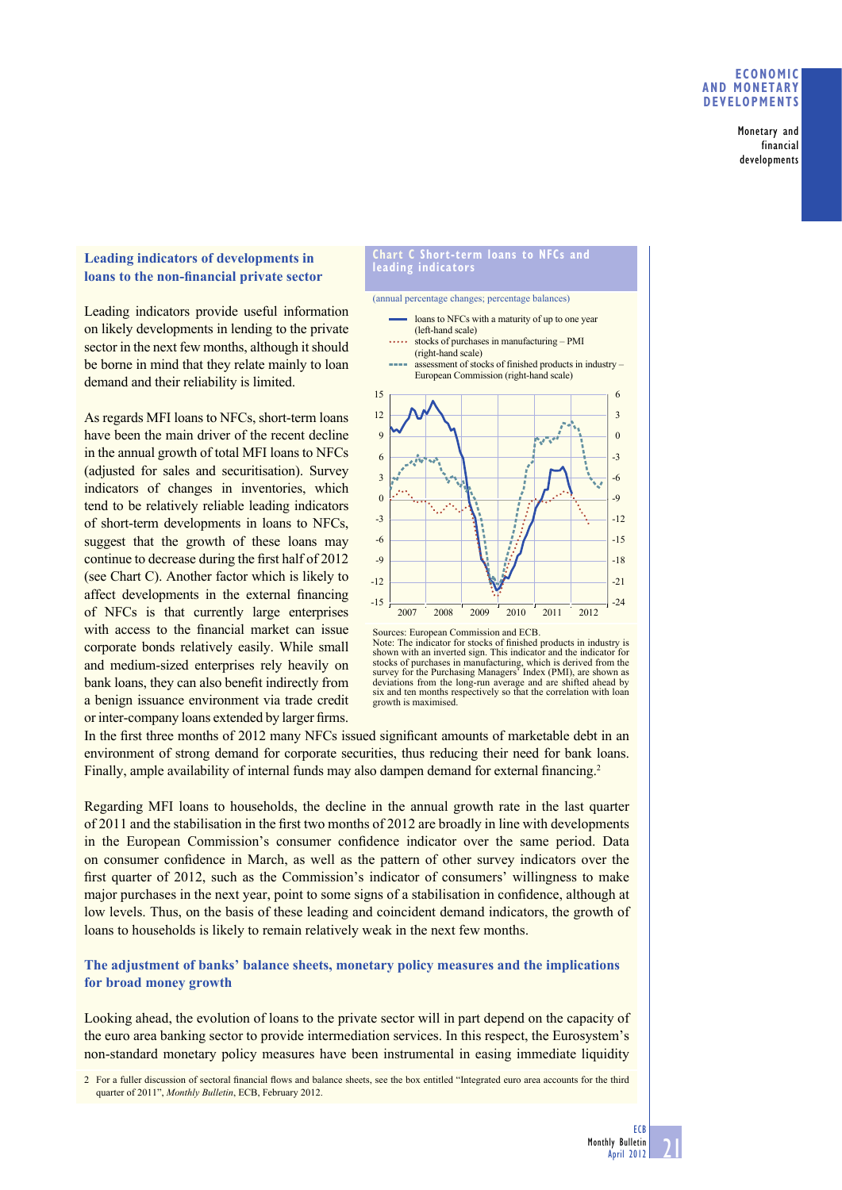### Leading indicators of developments in loans to the non-financial private sector

Leading indicators provide useful information on likely developments in lending to the private sector in the next few months, although it should be borne in mind that they relate mainly to loan demand and their reliability is limited.

As regards MFI loans to NFCs, short-term loans have been the main driver of the recent decline in the annual growth of total MFI loans to NFCs (adjusted for sales and securitisation). Survey indicators of changes in inventories, which tend to be relatively reliable leading indicators of short-term developments in loans to NFCs, suggest that the growth of these loans may continue to decrease during the first half of 2012 (see Chart C). Another factor which is likely to affect developments in the external financing of NFCs is that currently large enterprises with access to the financial market can issue corporate bonds relatively easily. While small and medium-sized enterprises rely heavily on bank loans, they can also benefit indirectly from a benign issuance environment via trade credit or inter-company loans extended by larger firms. In the first three months of 2012 many NFCs issued significant amounts of marketable debt in an environment of strong demand for corporate securities, thus reducing their need for bank loans. Finally, ample availability of internal funds may also dampen demand for external financing.[2]

**Chart C Short-term loans to NFCs and leading indicators**

(annual percentage changes; percentage balances)

- loans to NFCs with a maturity of up to one year (left-hand scale)
- stocks of purchases in manufacturing – PMI (right-hand scale)
- assessment of stocks of finished products in industry – European Commission (right-hand scale)

Sources: European Commission and ECB.
Note: The indicator for stocks of finished products in industry is shown with an inverted sign. This indicator and the indicator for stocks of purchases in manufacturing, which is derived from the survey for the Purchasing Managers' Index (PMI), are shown as deviations from the long-run average and are shifted ahead by six and ten months respectively so that the correlation with loan growth is maximised.

Regarding MFI loans to households, the decline in the annual growth rate in the last quarter of 2011 and the stabilisation in the first two months of 2012 are broadly in line with developments in the European Commission's consumer confidence indicator over the same period. Data on consumer confidence in March, as well as the pattern of other survey indicators over the first quarter of 2012, such as the Commission's indicator of consumers' willingness to make major purchases in the next year, point to some signs of a stabilisation in confidence, although at low levels. Thus, on the basis of these leading and coincident demand indicators, the growth of loans to households is likely to remain relatively weak in the next few months.

### The adjustment of banks' balance sheets, monetary policy measures and the implications for broad money growth

Looking ahead, the evolution of loans to the private sector will in part depend on the capacity of the euro area banking sector to provide intermediation services. In this respect, the Eurosystem's non-standard monetary policy measures have been instrumental in easing immediate liquidity

2 For a fuller discussion of sectoral financial flows and balance sheets, see the box entitled "Integrated euro area accounts for the third quarter of 2011", *Monthly Bulletin*, ECB, February 2012.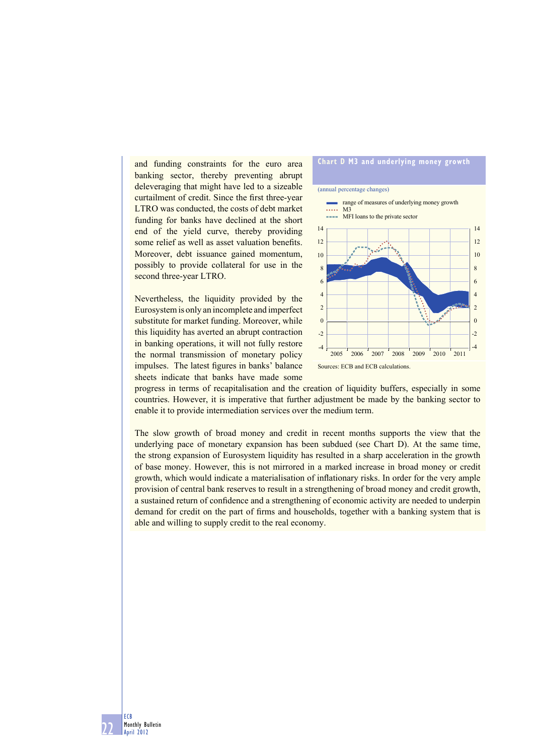and funding constraints for the euro area banking sector, thereby preventing abrupt deleveraging that might have led to a sizeable curtailment of credit. Since the first three-year LTRO was conducted, the costs of debt market funding for banks have declined at the short end of the yield curve, thereby providing some relief as well as asset valuation benefits. Moreover, debt issuance gained momentum, possibly to provide collateral for use in the second three-year LTRO.

Nevertheless, the liquidity provided by the Eurosystem is only an incomplete and imperfect substitute for market funding. Moreover, while this liquidity has averted an abrupt contraction in banking operations, it will not fully restore the normal transmission of monetary policy impulses. The latest figures in banks' balance sheets indicate that banks have made some progress in terms of recapitalisation and the creation of liquidity buffers, especially in some countries. However, it is imperative that further adjustment be made by the banking sector to enable it to provide intermediation services over the medium term.

**Chart D M3 and underlying money growth**

(annual percentage changes)

range of measures of underlying money growth
M3
MFI loans to the private sector

14, 12, 10, 8, 6, 4, 2, 0, -2, -4

2005 2006 2007 2008 2009 2010 2011

Sources: ECB and ECB calculations.

The slow growth of broad money and credit in recent months supports the view that the underlying pace of monetary expansion has been subdued (see Chart D). At the same time, the strong expansion of Eurosystem liquidity has resulted in a sharp acceleration in the growth of base money. However, this is not mirrored in a marked increase in broad money or credit growth, which would indicate a materialisation of inflationary risks. In order for the very ample provision of central bank reserves to result in a strengthening of broad money and credit growth, a sustained return of confidence and a strengthening of economic activity are needed to underpin demand for credit on the part of firms and households, together with a banking system that is able and willing to supply credit to the real economy.